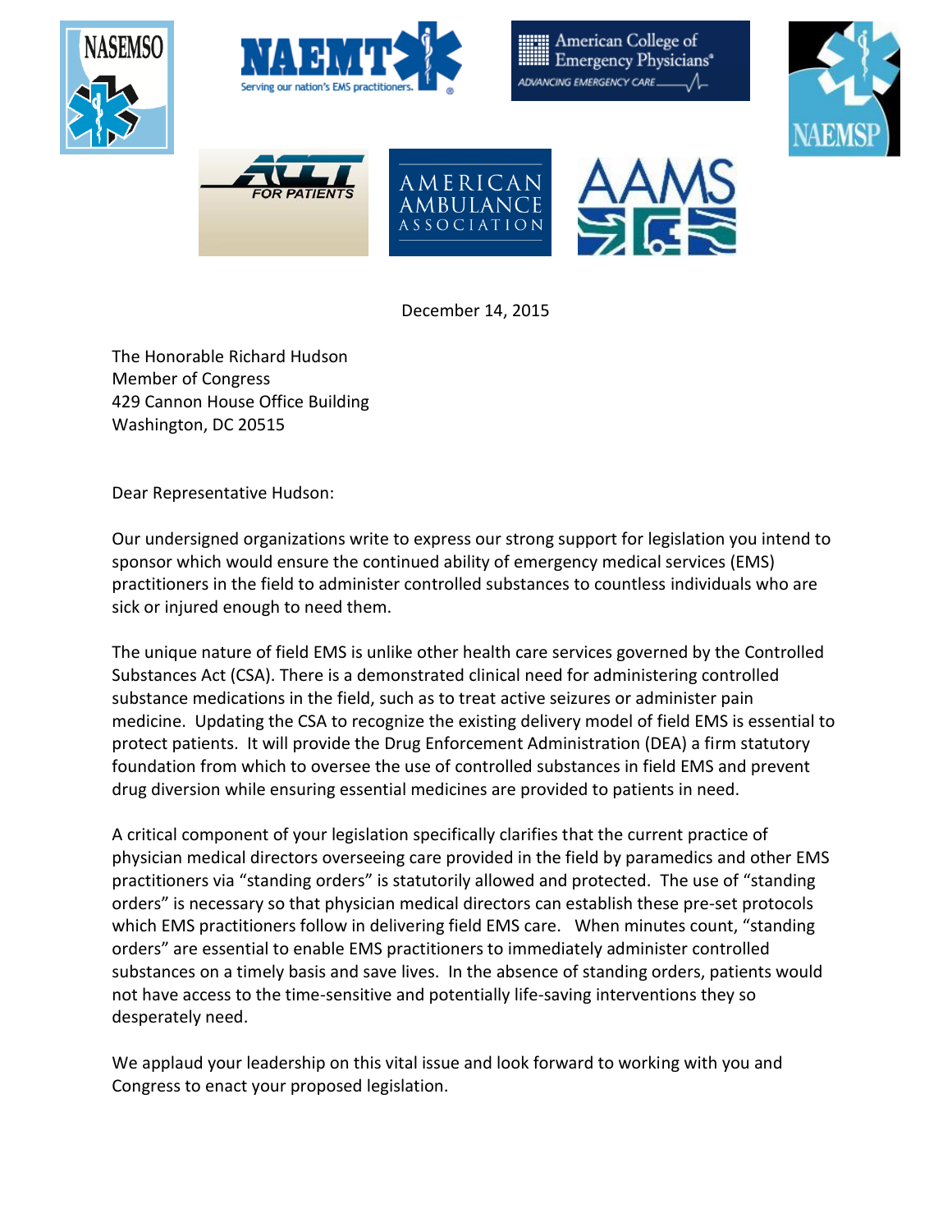December 14, 2015

The Honorable Richard Hudson
Member of Congress
429 Cannon House Office Building
Washington, DC 20515

Dear Representative Hudson:

Our undersigned organizations write to express our strong support for legislation you intend to sponsor which would ensure the continued ability of emergency medical services (EMS) practitioners in the field to administer controlled substances to countless individuals who are sick or injured enough to need them.

The unique nature of field EMS is unlike other health care services governed by the Controlled Substances Act (CSA). There is a demonstrated clinical need for administering controlled substance medications in the field, such as to treat active seizures or administer pain medicine. Updating the CSA to recognize the existing delivery model of field EMS is essential to protect patients. It will provide the Drug Enforcement Administration (DEA) a firm statutory foundation from which to oversee the use of controlled substances in field EMS and prevent drug diversion while ensuring essential medicines are provided to patients in need.

A critical component of your legislation specifically clarifies that the current practice of physician medical directors overseeing care provided in the field by paramedics and other EMS practitioners via "standing orders" is statutorily allowed and protected. The use of "standing orders" is necessary so that physician medical directors can establish these pre-set protocols which EMS practitioners follow in delivering field EMS care. When minutes count, "standing orders" are essential to enable EMS practitioners to immediately administer controlled substances on a timely basis and save lives. In the absence of standing orders, patients would not have access to the time-sensitive and potentially life-saving interventions they so desperately need.

We applaud your leadership on this vital issue and look forward to working with you and Congress to enact your proposed legislation.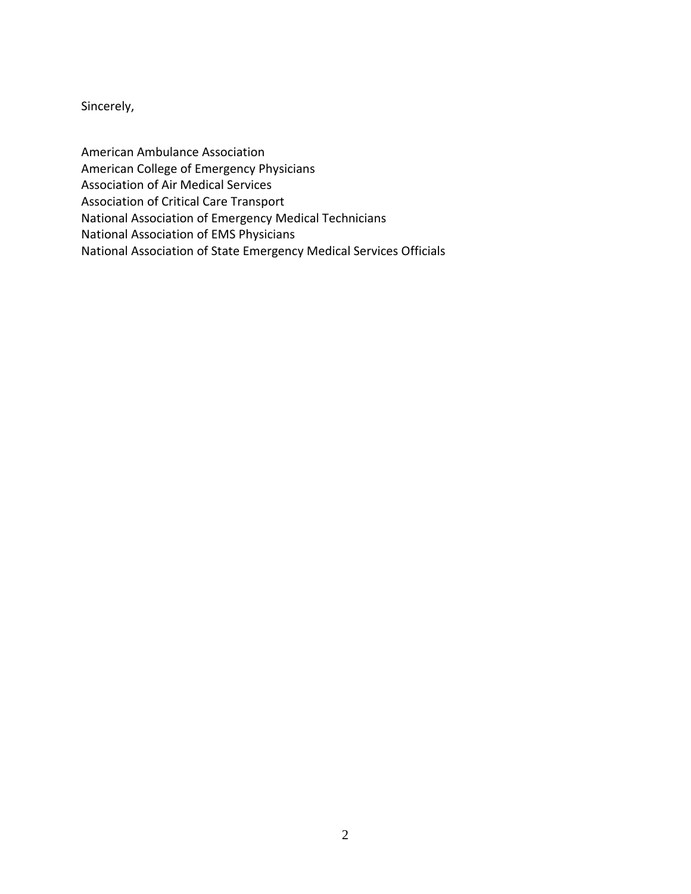Sincerely,

American Ambulance Association
American College of Emergency Physicians
Association of Air Medical Services
Association of Critical Care Transport
National Association of Emergency Medical Technicians
National Association of EMS Physicians
National Association of State Emergency Medical Services Officials